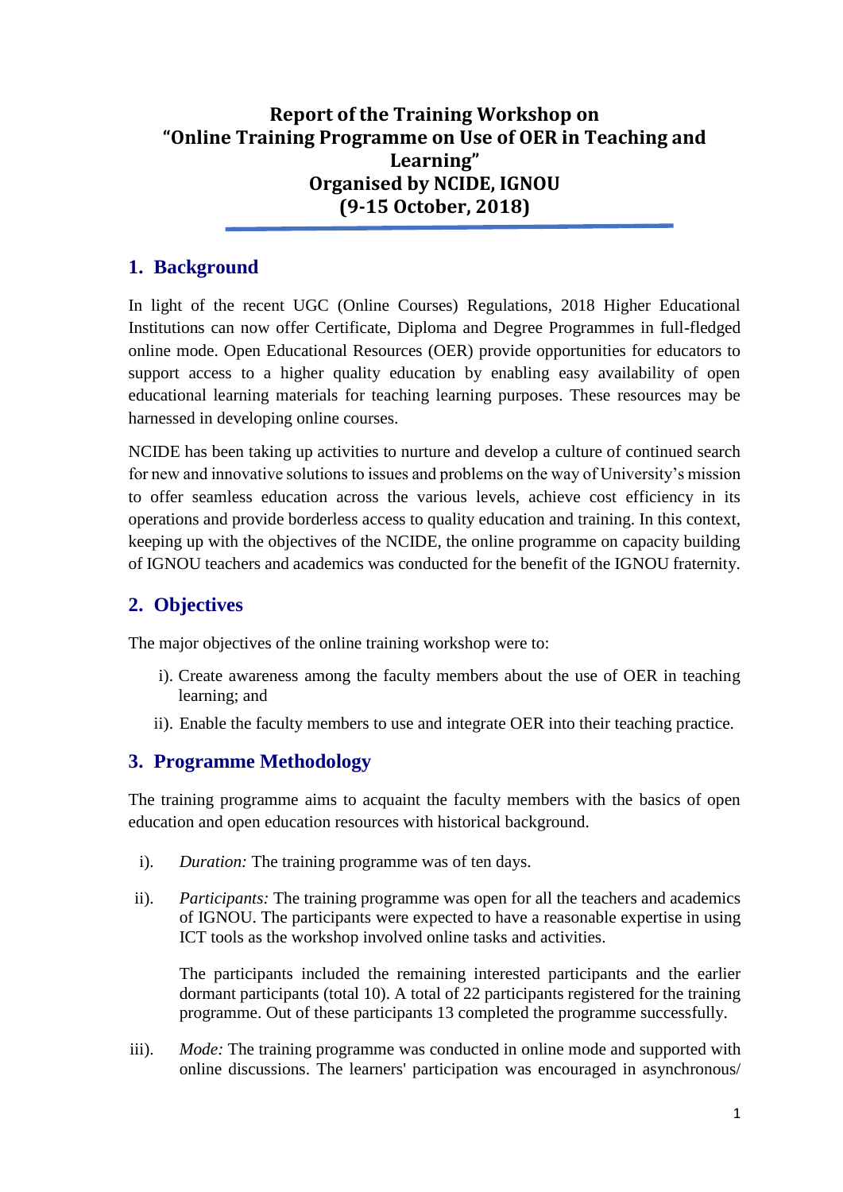# Report of the Training Workshop on "Online Training Programme on Use of OER in Teaching and Learning" Organised by NCIDE, IGNOU (9-15 October, 2018)

## 1. Background

In light of the recent UGC (Online Courses) Regulations, 2018 Higher Educational Institutions can now offer Certificate, Diploma and Degree Programmes in full-fledged online mode. Open Educational Resources (OER) provide opportunities for educators to support access to a higher quality education by enabling easy availability of open educational learning materials for teaching learning purposes. These resources may be harnessed in developing online courses.

NCIDE has been taking up activities to nurture and develop a culture of continued search for new and innovative solutions to issues and problems on the way of University's mission to offer seamless education across the various levels, achieve cost efficiency in its operations and provide borderless access to quality education and training. In this context, keeping up with the objectives of the NCIDE, the online programme on capacity building of IGNOU teachers and academics was conducted for the benefit of the IGNOU fraternity.

## 2. Objectives

The major objectives of the online training workshop were to:

i). Create awareness among the faculty members about the use of OER in teaching learning; and

ii). Enable the faculty members to use and integrate OER into their teaching practice.

## 3. Programme Methodology

The training programme aims to acquaint the faculty members with the basics of open education and open education resources with historical background.

i). *Duration:* The training programme was of ten days.

ii). *Participants:* The training programme was open for all the teachers and academics of IGNOU. The participants were expected to have a reasonable expertise in using ICT tools as the workshop involved online tasks and activities.

The participants included the remaining interested participants and the earlier dormant participants (total 10). A total of 22 participants registered for the training programme. Out of these participants 13 completed the programme successfully.

iii). *Mode:* The training programme was conducted in online mode and supported with online discussions. The learners' participation was encouraged in asynchronous/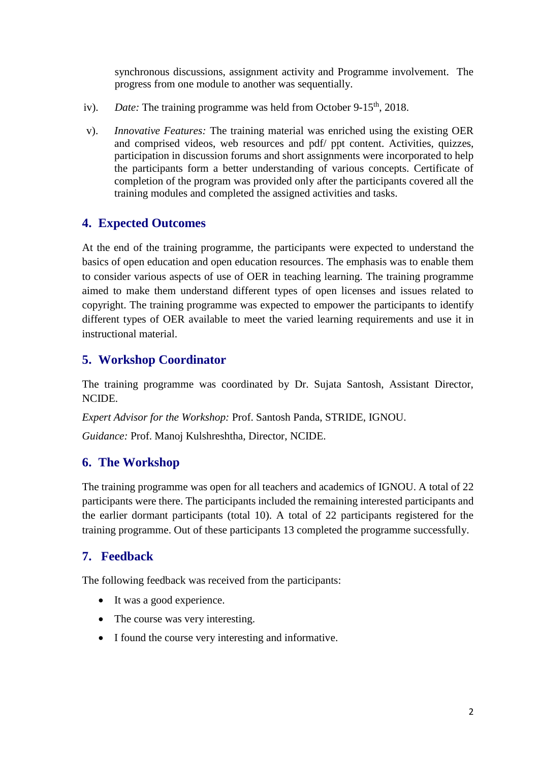synchronous discussions, assignment activity and Programme involvement. The progress from one module to another was sequentially.

iv). *Date:* The training programme was held from October 9-15th, 2018.

v). *Innovative Features:* The training material was enriched using the existing OER and comprised videos, web resources and pdf/ ppt content. Activities, quizzes, participation in discussion forums and short assignments were incorporated to help the participants form a better understanding of various concepts. Certificate of completion of the program was provided only after the participants covered all the training modules and completed the assigned activities and tasks.

## 4. Expected Outcomes

At the end of the training programme, the participants were expected to understand the basics of open education and open education resources. The emphasis was to enable them to consider various aspects of use of OER in teaching learning. The training programme aimed to make them understand different types of open licenses and issues related to copyright. The training programme was expected to empower the participants to identify different types of OER available to meet the varied learning requirements and use it in instructional material.

## 5. Workshop Coordinator

The training programme was coordinated by Dr. Sujata Santosh, Assistant Director, NCIDE.

*Expert Advisor for the Workshop:* Prof. Santosh Panda, STRIDE, IGNOU.

*Guidance:* Prof. Manoj Kulshreshtha, Director, NCIDE.

## 6. The Workshop

The training programme was open for all teachers and academics of IGNOU. A total of 22 participants were there. The participants included the remaining interested participants and the earlier dormant participants (total 10). A total of 22 participants registered for the training programme. Out of these participants 13 completed the programme successfully.

## 7. Feedback

The following feedback was received from the participants:

- It was a good experience.
- The course was very interesting.
- I found the course very interesting and informative.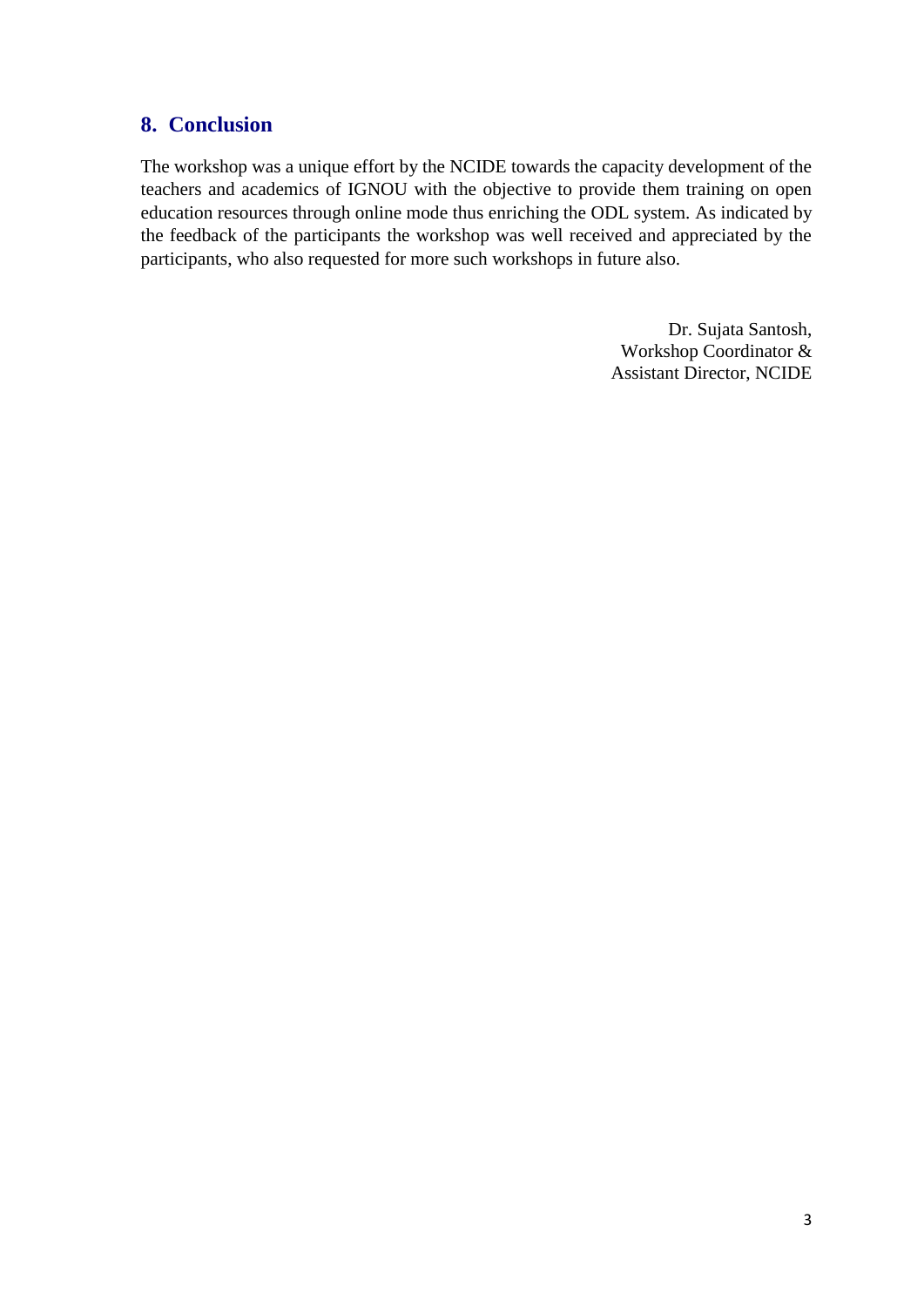## 8. Conclusion

The workshop was a unique effort by the NCIDE towards the capacity development of the teachers and academics of IGNOU with the objective to provide them training on open education resources through online mode thus enriching the ODL system. As indicated by the feedback of the participants the workshop was well received and appreciated by the participants, who also requested for more such workshops in future also.

Dr. Sujata Santosh,
Workshop Coordinator &
Assistant Director, NCIDE